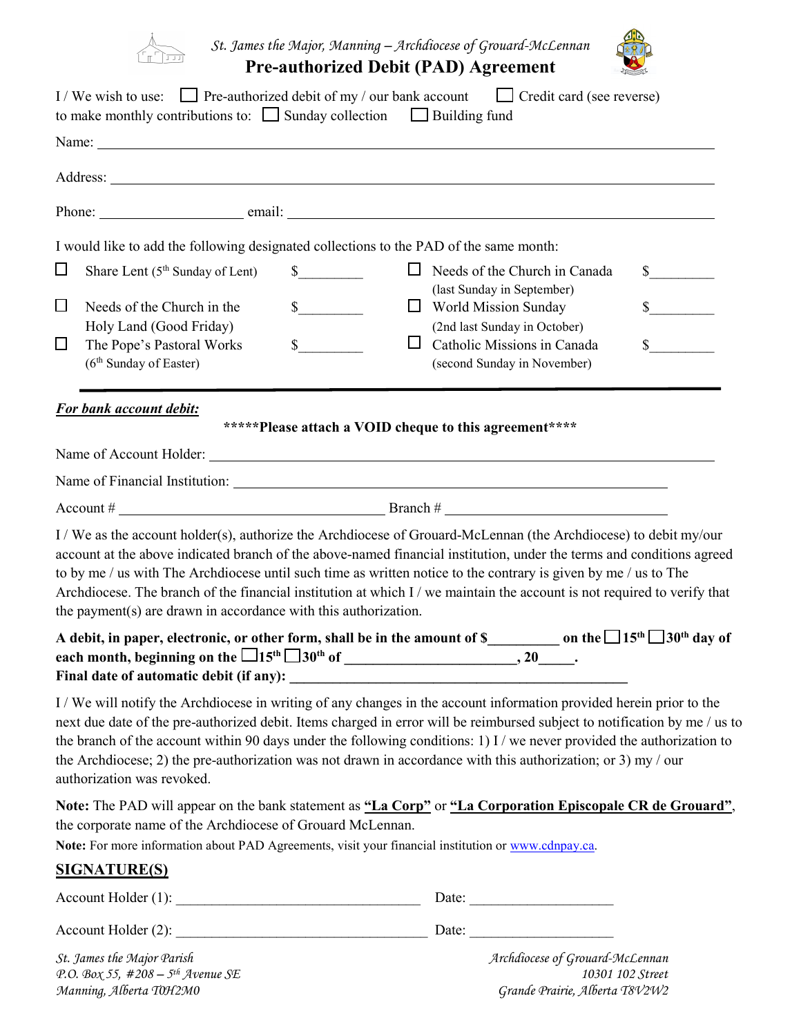St. James the Major, Manning – Archdiocese of Grouard-McLennan

# Pre-authorized Debit (PAD) Agreement

I / We wish to use: ☐ Pre-authorized debit of my / our bank account ☐ Credit card (see reverse)
to make monthly contributions to: ☐ Sunday collection ☐ Building fund

Name: ____________________________________________

Address: ____________________________________________

Phone: ____________________ email: ____________________________________________

I would like to add the following designated collections to the PAD of the same month:

| | | | | | |
|---|---|---|---|---|---|
| ☐ | Share Lent (5th Sunday of Lent) | $_________ | ☐ | Needs of the Church in Canada (last Sunday in September) | $_________ |
| ☐ | Needs of the Church in the Holy Land (Good Friday) | $_________ | ☐ | World Mission Sunday (2nd last Sunday in October) | $_________ |
| ☐ | The Pope's Pastoral Works (6th Sunday of Easter) | $_________ | ☐ | Catholic Missions in Canada (second Sunday in November) | $_________ |

***For bank account debit:***

**\*\*\*\*\*Please attach a VOID cheque to this agreement\*\*\*\***

Name of Account Holder: ____________________________________________

Name of Financial Institution: ____________________________________________

Account # ______________________________ Branch # ______________________________

I / We as the account holder(s), authorize the Archdiocese of Grouard-McLennan (the Archdiocese) to debit my/our account at the above indicated branch of the above-named financial institution, under the terms and conditions agreed to by me / us with The Archdiocese until such time as written notice to the contrary is given by me / us to The Archdiocese. The branch of the financial institution at which I / we maintain the account is not required to verify that the payment(s) are drawn in accordance with this authorization.

**A debit, in paper, electronic, or other form, shall be in the amount of $__________ on the ☐15th ☐30th day of each month, beginning on the ☐15th ☐30th of ________________________, 20_____.**
**Final date of automatic debit (if any): ________________________________________________**

I / We will notify the Archdiocese in writing of any changes in the account information provided herein prior to the next due date of the pre-authorized debit. Items charged in error will be reimbursed subject to notification by me / us to the branch of the account within 90 days under the following conditions: 1) I / we never provided the authorization to the Archdiocese; 2) the pre-authorization was not drawn in accordance with this authorization; or 3) my / our authorization was revoked.

**Note:** The PAD will appear on the bank statement as **"La Corp"** or **"La Corporation Episcopale CR de Grouard"**, the corporate name of the Archdiocese of Grouard McLennan.

**Note:** For more information about PAD Agreements, visit your financial institution or www.cdnpay.ca.

## SIGNATURE(S)

Account Holder (1): ___________________________________ Date: ____________________

Account Holder (2): ___________________________________ Date: ____________________

*St. James the Major Parish*
*P.O. Box 55, #208 – 5th Avenue SE*
*Manning, Alberta T0H2M0*

*Archdiocese of Grouard-McLennan*
*10301 102 Street*
*Grande Prairie, Alberta T8V2W2*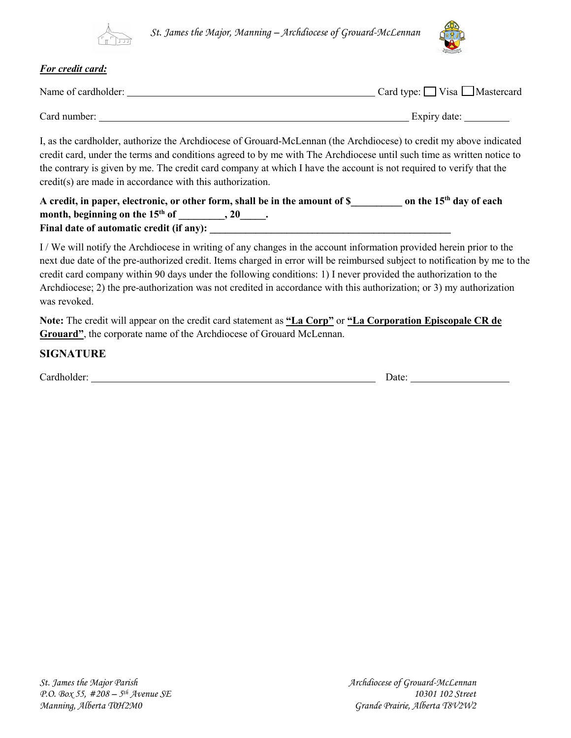***For credit card:***

Name of cardholder: \_\_\_\_\_\_\_\_\_\_\_\_\_\_\_\_\_\_\_\_\_\_\_\_\_\_\_\_\_\_\_\_\_\_\_\_\_\_\_\_\_\_\_\_\_\_ Card type: ☐ Visa ☐ Mastercard

Card number: \_\_\_\_\_\_\_\_\_\_\_\_\_\_\_\_\_\_\_\_\_\_\_\_\_\_\_\_\_\_\_\_\_\_\_\_\_\_\_\_\_\_\_\_\_\_\_\_\_\_\_\_\_\_\_\_ Expiry date: \_\_\_\_\_\_\_\_\_

I, as the cardholder, authorize the Archdiocese of Grouard-McLennan (the Archdiocese) to credit my above indicated credit card, under the terms and conditions agreed to by me with The Archdiocese until such time as written notice to the contrary is given by me. The credit card company at which I have the account is not required to verify that the credit(s) are made in accordance with this authorization.

**A credit, in paper, electronic, or other form, shall be in the amount of $\_\_\_\_\_\_\_\_\_\_ on the 15th day of each month, beginning on the 15th of \_\_\_\_\_\_\_\_\_, 20\_\_\_\_\_.**
**Final date of automatic credit (if any): \_\_\_\_\_\_\_\_\_\_\_\_\_\_\_\_\_\_\_\_\_\_\_\_\_\_\_\_\_\_\_\_\_\_\_\_\_\_\_\_\_\_\_\_\_\_\_\_\_**

I / We will notify the Archdiocese in writing of any changes in the account information provided herein prior to the next due date of the pre-authorized credit. Items charged in error will be reimbursed subject to notification by me to the credit card company within 90 days under the following conditions: 1) I never provided the authorization to the Archdiocese; 2) the pre-authorization was not credited in accordance with this authorization; or 3) my authorization was revoked.

**Note:** The credit will appear on the credit card statement as **"La Corp"** or **"La Corporation Episcopale CR de Grouard"**, the corporate name of the Archdiocese of Grouard McLennan.

## SIGNATURE

Cardholder: \_\_\_\_\_\_\_\_\_\_\_\_\_\_\_\_\_\_\_\_\_\_\_\_\_\_\_\_\_\_\_\_\_\_\_\_\_\_\_\_\_\_\_\_\_\_\_\_\_\_\_\_ Date: \_\_\_\_\_\_\_\_\_\_\_\_\_\_\_\_\_\_\_

*St. James the Major Parish*
*P.O. Box 55, #208 – 5th Avenue SE*
*Manning, Alberta T0H2M0*

*Archdiocese of Grouard-McLennan*
*10301 102 Street*
*Grande Prairie, Alberta T8V2W2*